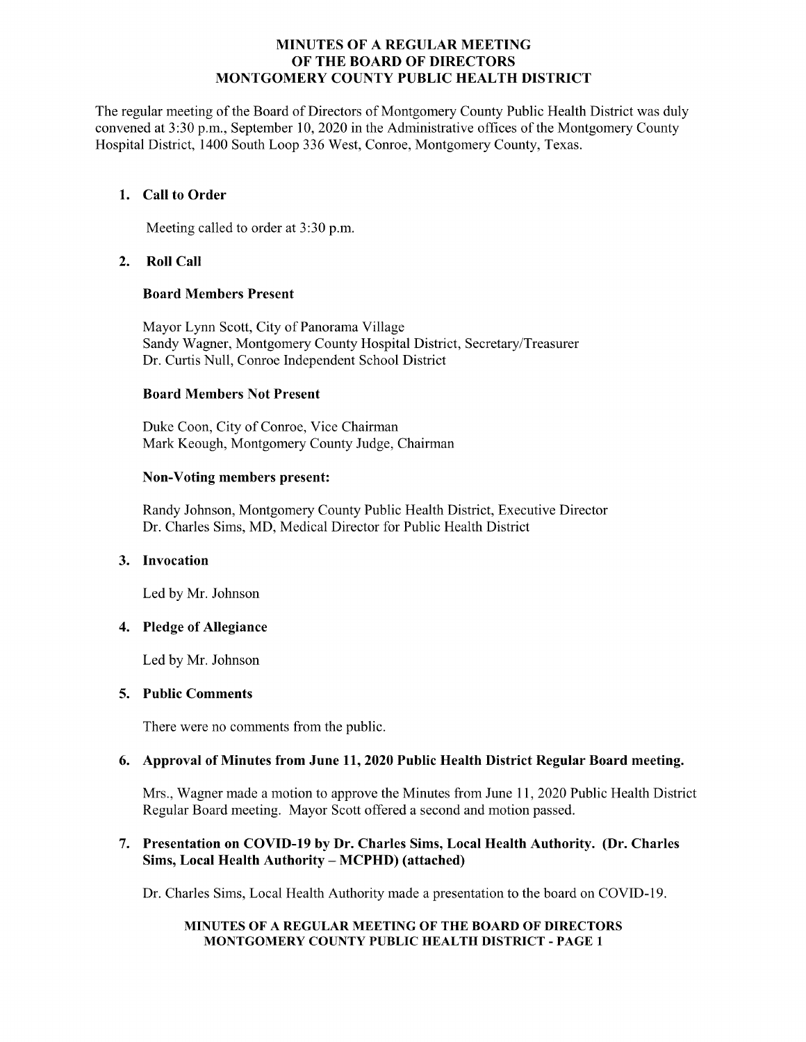# MINUTES OF A REGULAR MEETING OF THE BOARD OF DIRECTORS MONTGOMERY COUNTY PUBLIC HEALTH DISTRICT

The regular meeting of the Board of Directors of Montgomery County Public Health District was duly convened at 3:30 p.m., September 10, 2020 in the Administrative offices of the Montgomery County Hospital District, 1400 South Loop 336 West, Conroe, Montgomery County, Texas.

1. **Call to Order**

   Meeting called to order at 3:30 p.m.

2. **Roll Call**

   **Board Members Present**

   Mayor Lynn Scott, City of Panorama Village
   Sandy Wagner, Montgomery County Hospital District, Secretary/Treasurer
   Dr. Curtis Null, Conroe Independent School District

   **Board Members Not Present**

   Duke Coon, City of Conroe, Vice Chairman
   Mark Keough, Montgomery County Judge, Chairman

   **Non-Voting members present:**

   Randy Johnson, Montgomery County Public Health District, Executive Director
   Dr. Charles Sims, MD, Medical Director for Public Health District

3. **Invocation**

   Led by Mr. Johnson

4. **Pledge of Allegiance**

   Led by Mr. Johnson

5. **Public Comments**

   There were no comments from the public.

6. **Approval of Minutes from June 11, 2020 Public Health District Regular Board meeting.**

   Mrs., Wagner made a motion to approve the Minutes from June 11, 2020 Public Health District Regular Board meeting. Mayor Scott offered a second and motion passed.

7. **Presentation on COVID-19 by Dr. Charles Sims, Local Health Authority. (Dr. Charles Sims, Local Health Authority – MCPHD) (attached)**

   Dr. Charles Sims, Local Health Authority made a presentation to the board on COVID-19.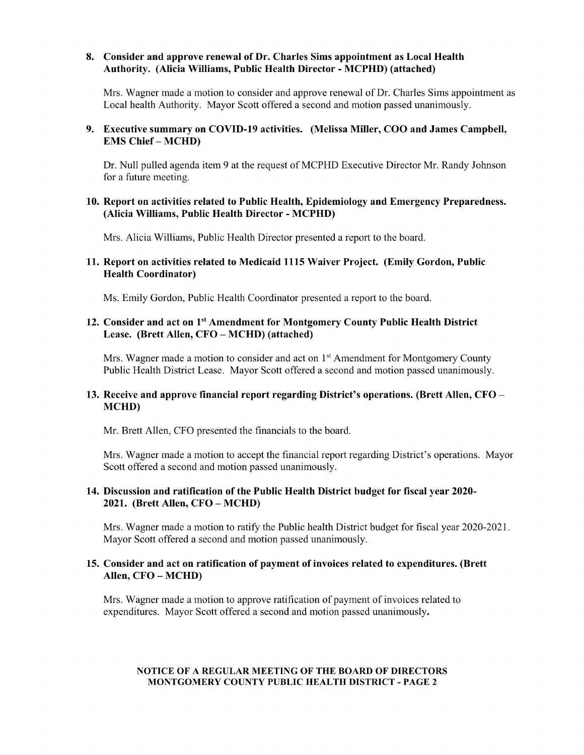**8. Consider and approve renewal of Dr. Charles Sims appointment as Local Health Authority. (Alicia Williams, Public Health Director - MCPHD) (attached)**

Mrs. Wagner made a motion to consider and approve renewal of Dr. Charles Sims appointment as Local health Authority. Mayor Scott offered a second and motion passed unanimously.

**9. Executive summary on COVID-19 activities. (Melissa Miller, COO and James Campbell, EMS Chief – MCHD)**

Dr. Null pulled agenda item 9 at the request of MCPHD Executive Director Mr. Randy Johnson for a future meeting.

**10. Report on activities related to Public Health, Epidemiology and Emergency Preparedness. (Alicia Williams, Public Health Director - MCPHD)**

Mrs. Alicia Williams, Public Health Director presented a report to the board.

**11. Report on activities related to Medicaid 1115 Waiver Project. (Emily Gordon, Public Health Coordinator)**

Ms. Emily Gordon, Public Health Coordinator presented a report to the board.

**12. Consider and act on 1st Amendment for Montgomery County Public Health District Lease. (Brett Allen, CFO – MCHD) (attached)**

Mrs. Wagner made a motion to consider and act on 1st Amendment for Montgomery County Public Health District Lease. Mayor Scott offered a second and motion passed unanimously.

**13. Receive and approve financial report regarding District's operations. (Brett Allen, CFO – MCHD)**

Mr. Brett Allen, CFO presented the financials to the board.

Mrs. Wagner made a motion to accept the financial report regarding District's operations. Mayor Scott offered a second and motion passed unanimously.

**14. Discussion and ratification of the Public Health District budget for fiscal year 2020-2021. (Brett Allen, CFO – MCHD)**

Mrs. Wagner made a motion to ratify the Public health District budget for fiscal year 2020-2021. Mayor Scott offered a second and motion passed unanimously.

**15. Consider and act on ratification of payment of invoices related to expenditures. (Brett Allen, CFO – MCHD)**

Mrs. Wagner made a motion to approve ratification of payment of invoices related to expenditures. Mayor Scott offered a second and motion passed unanimously.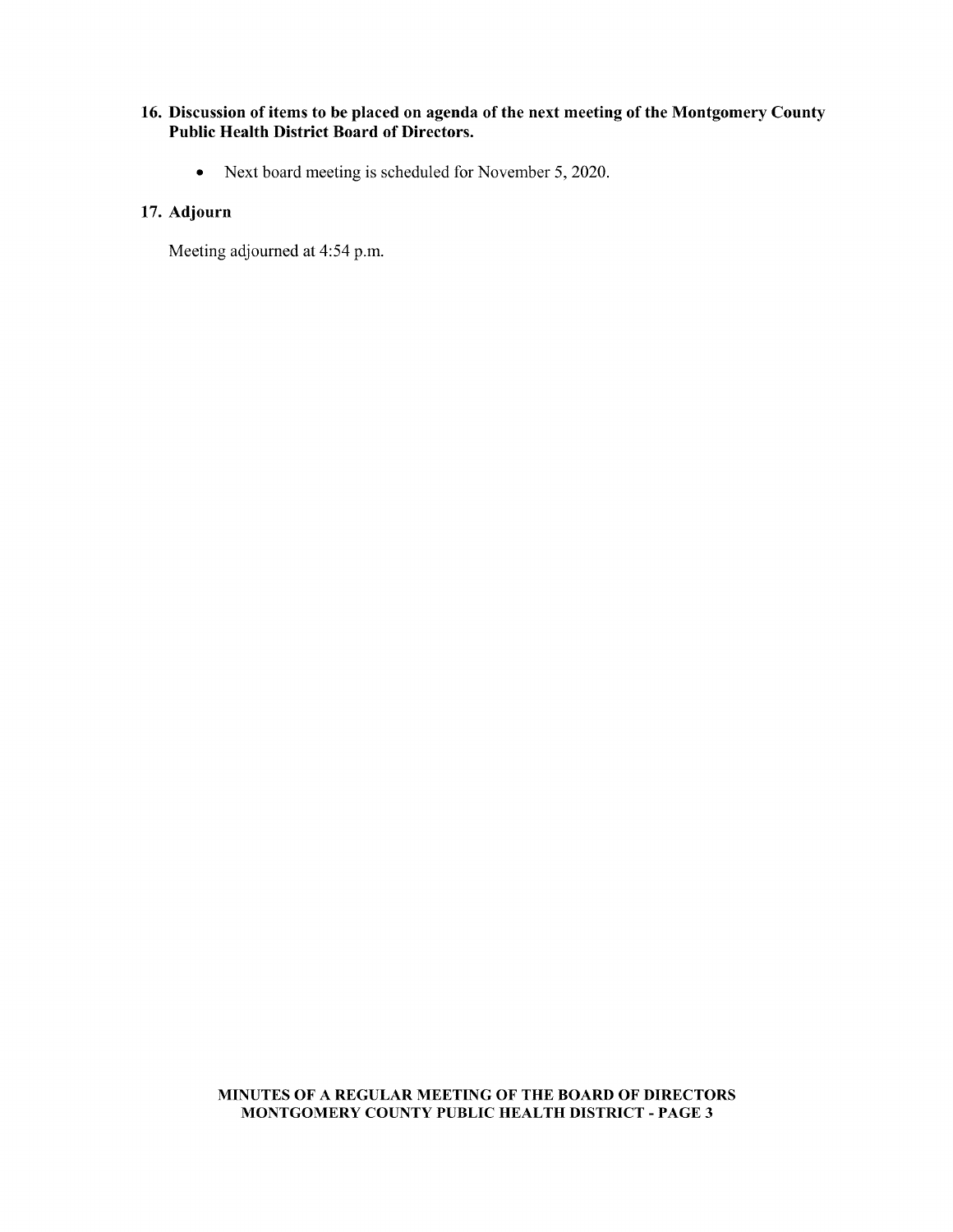**16. Discussion of items to be placed on agenda of the next meeting of the Montgomery County Public Health District Board of Directors.**

- Next board meeting is scheduled for November 5, 2020.

**17. Adjourn**

Meeting adjourned at 4:54 p.m.